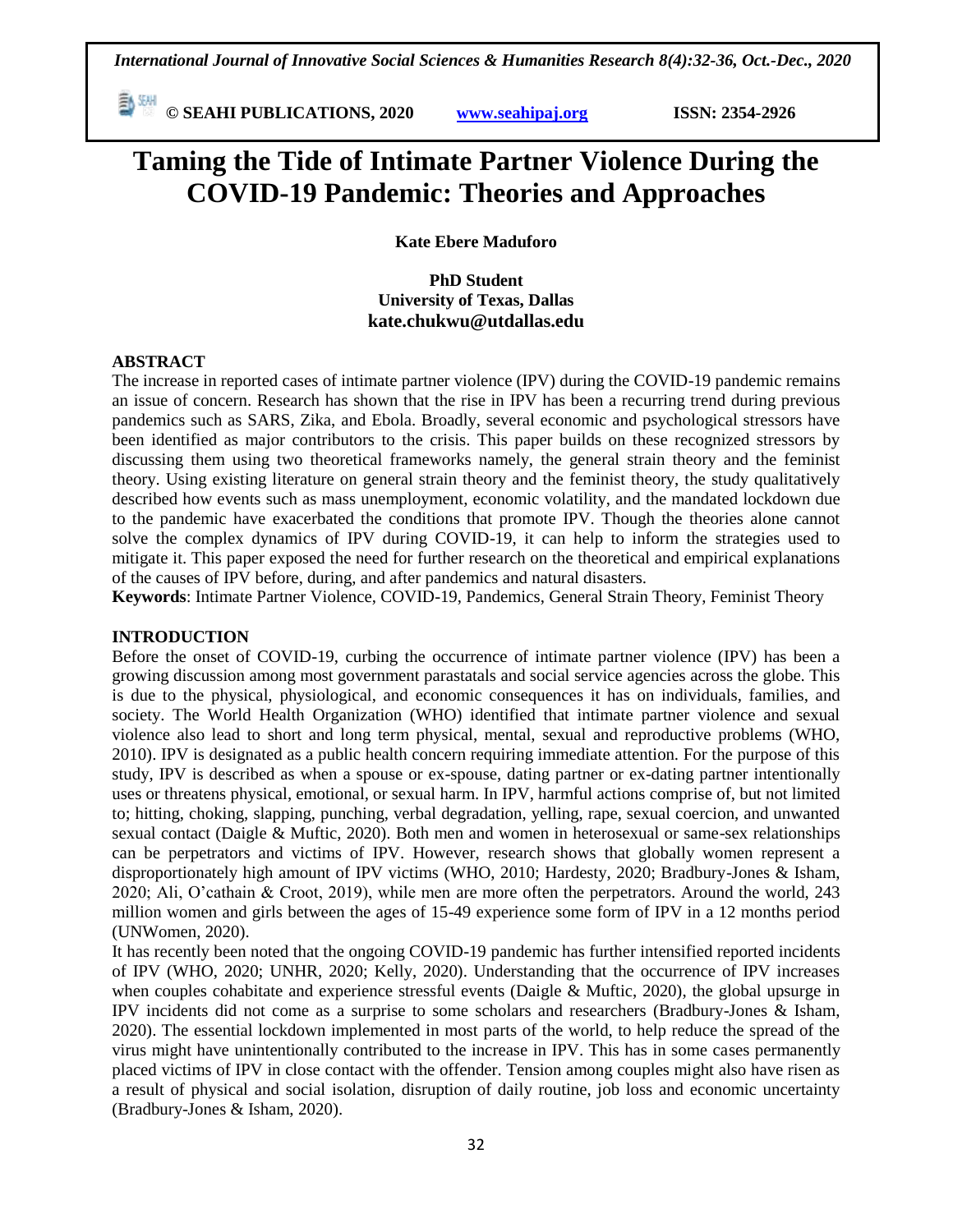# Taming the Tide of Intimate Partner Violence During the COVID-19 Pandemic: Theories and Approaches

**Kate Ebere Maduforo**

**PhD Student**
**University of Texas, Dallas**
**kate.chukwu@utdallas.edu**

## ABSTRACT

The increase in reported cases of intimate partner violence (IPV) during the COVID-19 pandemic remains an issue of concern. Research has shown that the rise in IPV has been a recurring trend during previous pandemics such as SARS, Zika, and Ebola. Broadly, several economic and psychological stressors have been identified as major contributors to the crisis. This paper builds on these recognized stressors by discussing them using two theoretical frameworks namely, the general strain theory and the feminist theory. Using existing literature on general strain theory and the feminist theory, the study qualitatively described how events such as mass unemployment, economic volatility, and the mandated lockdown due to the pandemic have exacerbated the conditions that promote IPV. Though the theories alone cannot solve the complex dynamics of IPV during COVID-19, it can help to inform the strategies used to mitigate it. This paper exposed the need for further research on the theoretical and empirical explanations of the causes of IPV before, during, and after pandemics and natural disasters.

**Keywords**: Intimate Partner Violence, COVID-19, Pandemics, General Strain Theory, Feminist Theory

## INTRODUCTION

Before the onset of COVID-19, curbing the occurrence of intimate partner violence (IPV) has been a growing discussion among most government parastatals and social service agencies across the globe. This is due to the physical, physiological, and economic consequences it has on individuals, families, and society. The World Health Organization (WHO) identified that intimate partner violence and sexual violence also lead to short and long term physical, mental, sexual and reproductive problems (WHO, 2010). IPV is designated as a public health concern requiring immediate attention. For the purpose of this study, IPV is described as when a spouse or ex-spouse, dating partner or ex-dating partner intentionally uses or threatens physical, emotional, or sexual harm. In IPV, harmful actions comprise of, but not limited to; hitting, choking, slapping, punching, verbal degradation, yelling, rape, sexual coercion, and unwanted sexual contact (Daigle & Muftic, 2020). Both men and women in heterosexual or same-sex relationships can be perpetrators and victims of IPV. However, research shows that globally women represent a disproportionately high amount of IPV victims (WHO, 2010; Hardesty, 2020; Bradbury-Jones & Isham, 2020; Ali, O'cathain & Croot, 2019), while men are more often the perpetrators. Around the world, 243 million women and girls between the ages of 15-49 experience some form of IPV in a 12 months period (UNWomen, 2020).

It has recently been noted that the ongoing COVID-19 pandemic has further intensified reported incidents of IPV (WHO, 2020; UNHR, 2020; Kelly, 2020). Understanding that the occurrence of IPV increases when couples cohabitate and experience stressful events (Daigle & Muftic, 2020), the global upsurge in IPV incidents did not come as a surprise to some scholars and researchers (Bradbury-Jones & Isham, 2020). The essential lockdown implemented in most parts of the world, to help reduce the spread of the virus might have unintentionally contributed to the increase in IPV. This has in some cases permanently placed victims of IPV in close contact with the offender. Tension among couples might also have risen as a result of physical and social isolation, disruption of daily routine, job loss and economic uncertainty (Bradbury-Jones & Isham, 2020).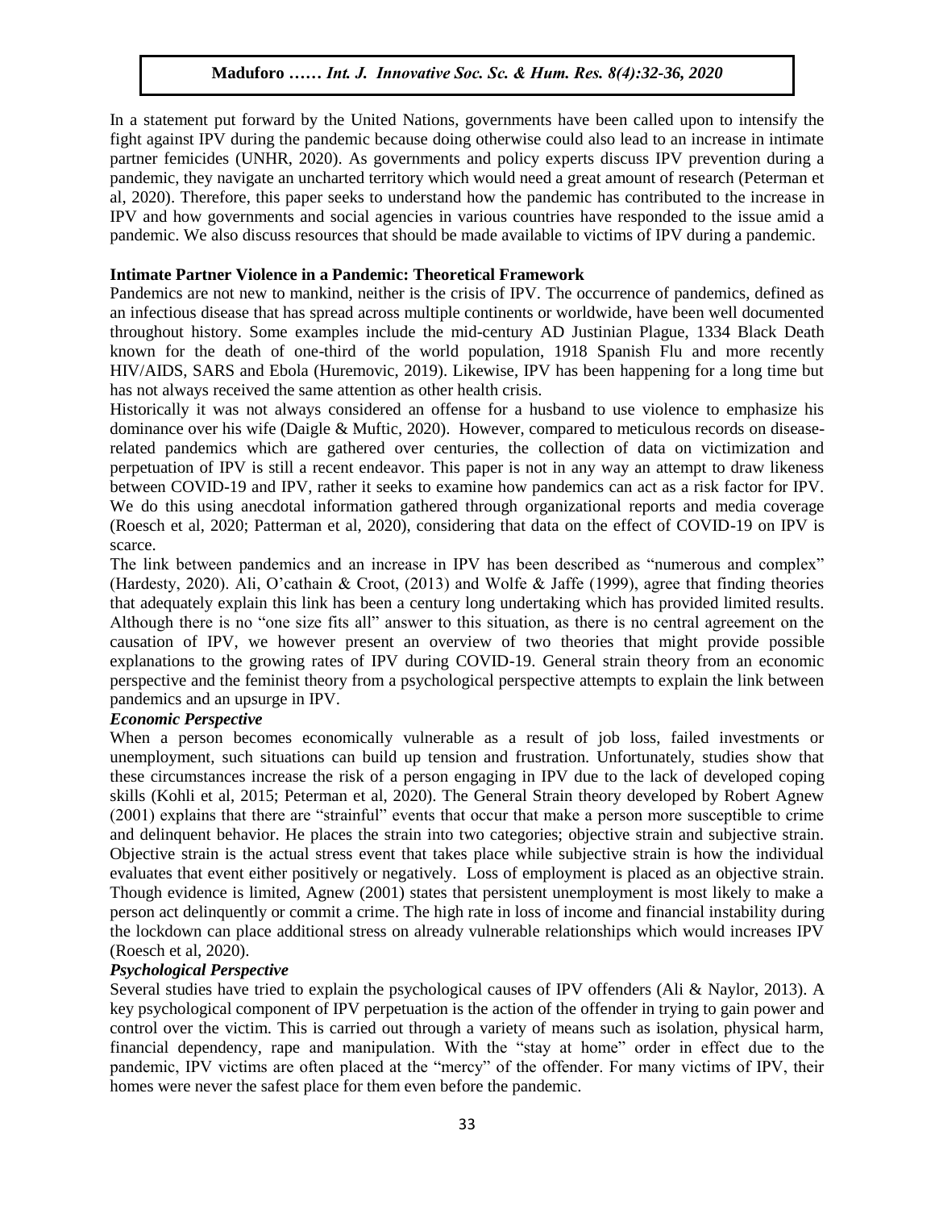In a statement put forward by the United Nations, governments have been called upon to intensify the fight against IPV during the pandemic because doing otherwise could also lead to an increase in intimate partner femicides (UNHR, 2020). As governments and policy experts discuss IPV prevention during a pandemic, they navigate an uncharted territory which would need a great amount of research (Peterman et al, 2020). Therefore, this paper seeks to understand how the pandemic has contributed to the increase in IPV and how governments and social agencies in various countries have responded to the issue amid a pandemic. We also discuss resources that should be made available to victims of IPV during a pandemic.

## Intimate Partner Violence in a Pandemic: Theoretical Framework

Pandemics are not new to mankind, neither is the crisis of IPV. The occurrence of pandemics, defined as an infectious disease that has spread across multiple continents or worldwide, have been well documented throughout history. Some examples include the mid-century AD Justinian Plague, 1334 Black Death known for the death of one-third of the world population, 1918 Spanish Flu and more recently HIV/AIDS, SARS and Ebola (Huremovic, 2019). Likewise, IPV has been happening for a long time but has not always received the same attention as other health crisis.

Historically it was not always considered an offense for a husband to use violence to emphasize his dominance over his wife (Daigle & Muftic, 2020). However, compared to meticulous records on disease-related pandemics which are gathered over centuries, the collection of data on victimization and perpetuation of IPV is still a recent endeavor. This paper is not in any way an attempt to draw likeness between COVID-19 and IPV, rather it seeks to examine how pandemics can act as a risk factor for IPV. We do this using anecdotal information gathered through organizational reports and media coverage (Roesch et al, 2020; Patterman et al, 2020), considering that data on the effect of COVID-19 on IPV is scarce.

The link between pandemics and an increase in IPV has been described as "numerous and complex" (Hardesty, 2020). Ali, O'cathain & Croot, (2013) and Wolfe & Jaffe (1999), agree that finding theories that adequately explain this link has been a century long undertaking which has provided limited results. Although there is no "one size fits all" answer to this situation, as there is no central agreement on the causation of IPV, we however present an overview of two theories that might provide possible explanations to the growing rates of IPV during COVID-19. General strain theory from an economic perspective and the feminist theory from a psychological perspective attempts to explain the link between pandemics and an upsurge in IPV.

### *Economic Perspective*

When a person becomes economically vulnerable as a result of job loss, failed investments or unemployment, such situations can build up tension and frustration. Unfortunately, studies show that these circumstances increase the risk of a person engaging in IPV due to the lack of developed coping skills (Kohli et al, 2015; Peterman et al, 2020). The General Strain theory developed by Robert Agnew (2001) explains that there are "strainful" events that occur that make a person more susceptible to crime and delinquent behavior. He places the strain into two categories; objective strain and subjective strain. Objective strain is the actual stress event that takes place while subjective strain is how the individual evaluates that event either positively or negatively. Loss of employment is placed as an objective strain. Though evidence is limited, Agnew (2001) states that persistent unemployment is most likely to make a person act delinquently or commit a crime. The high rate in loss of income and financial instability during the lockdown can place additional stress on already vulnerable relationships which would increases IPV (Roesch et al, 2020).

### *Psychological Perspective*

Several studies have tried to explain the psychological causes of IPV offenders (Ali & Naylor, 2013). A key psychological component of IPV perpetuation is the action of the offender in trying to gain power and control over the victim. This is carried out through a variety of means such as isolation, physical harm, financial dependency, rape and manipulation. With the "stay at home" order in effect due to the pandemic, IPV victims are often placed at the "mercy" of the offender. For many victims of IPV, their homes were never the safest place for them even before the pandemic.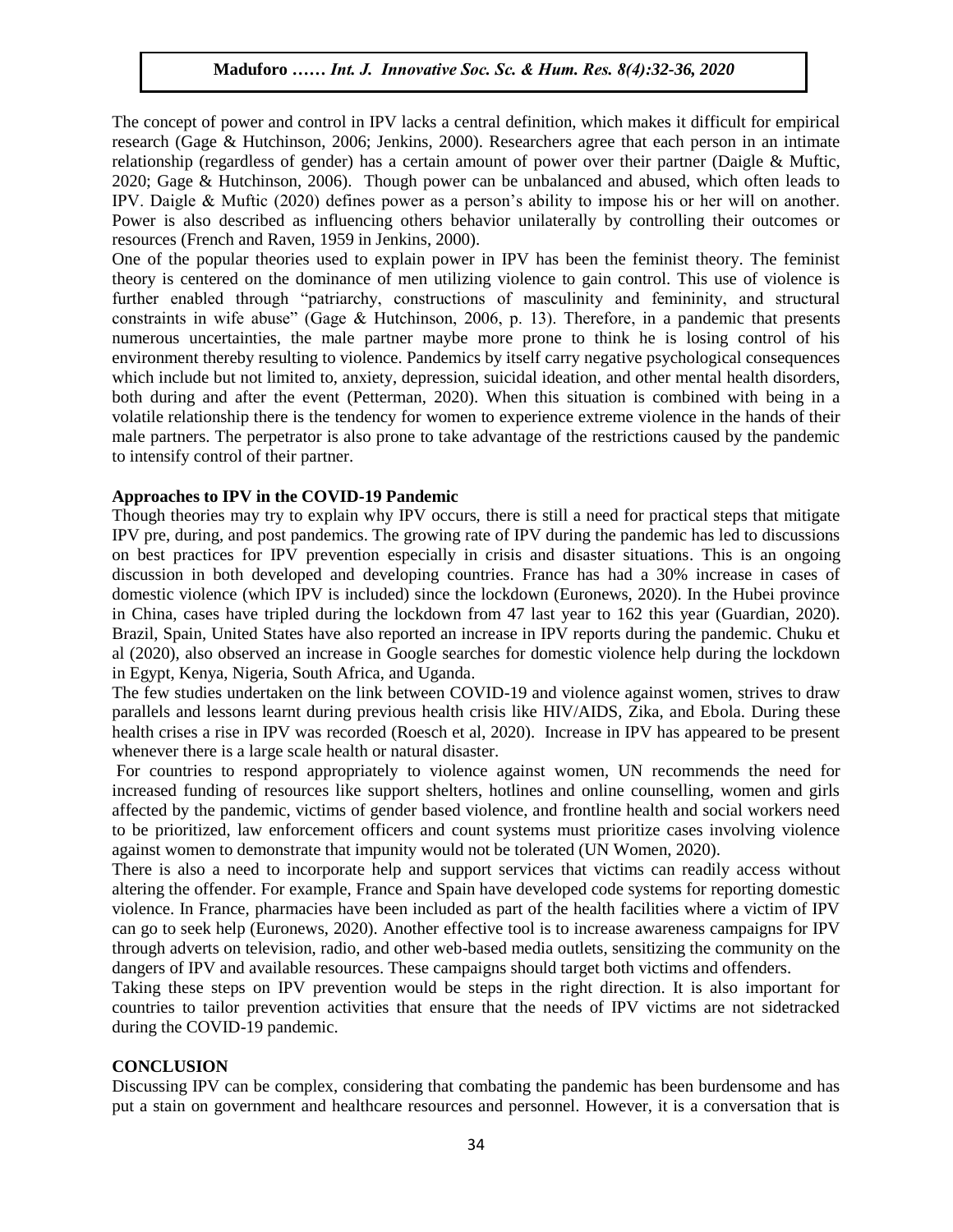The concept of power and control in IPV lacks a central definition, which makes it difficult for empirical research (Gage & Hutchinson, 2006; Jenkins, 2000). Researchers agree that each person in an intimate relationship (regardless of gender) has a certain amount of power over their partner (Daigle & Muftic, 2020; Gage & Hutchinson, 2006). Though power can be unbalanced and abused, which often leads to IPV. Daigle & Muftic (2020) defines power as a person's ability to impose his or her will on another. Power is also described as influencing others behavior unilaterally by controlling their outcomes or resources (French and Raven, 1959 in Jenkins, 2000).

One of the popular theories used to explain power in IPV has been the feminist theory. The feminist theory is centered on the dominance of men utilizing violence to gain control. This use of violence is further enabled through "patriarchy, constructions of masculinity and femininity, and structural constraints in wife abuse" (Gage & Hutchinson, 2006, p. 13). Therefore, in a pandemic that presents numerous uncertainties, the male partner maybe more prone to think he is losing control of his environment thereby resulting to violence. Pandemics by itself carry negative psychological consequences which include but not limited to, anxiety, depression, suicidal ideation, and other mental health disorders, both during and after the event (Petterman, 2020). When this situation is combined with being in a volatile relationship there is the tendency for women to experience extreme violence in the hands of their male partners. The perpetrator is also prone to take advantage of the restrictions caused by the pandemic to intensify control of their partner.

**Approaches to IPV in the COVID-19 Pandemic**

Though theories may try to explain why IPV occurs, there is still a need for practical steps that mitigate IPV pre, during, and post pandemics. The growing rate of IPV during the pandemic has led to discussions on best practices for IPV prevention especially in crisis and disaster situations. This is an ongoing discussion in both developed and developing countries. France has had a 30% increase in cases of domestic violence (which IPV is included) since the lockdown (Euronews, 2020). In the Hubei province in China, cases have tripled during the lockdown from 47 last year to 162 this year (Guardian, 2020). Brazil, Spain, United States have also reported an increase in IPV reports during the pandemic. Chuku et al (2020), also observed an increase in Google searches for domestic violence help during the lockdown in Egypt, Kenya, Nigeria, South Africa, and Uganda.

The few studies undertaken on the link between COVID-19 and violence against women, strives to draw parallels and lessons learnt during previous health crisis like HIV/AIDS, Zika, and Ebola. During these health crises a rise in IPV was recorded (Roesch et al, 2020). Increase in IPV has appeared to be present whenever there is a large scale health or natural disaster.

For countries to respond appropriately to violence against women, UN recommends the need for increased funding of resources like support shelters, hotlines and online counselling, women and girls affected by the pandemic, victims of gender based violence, and frontline health and social workers need to be prioritized, law enforcement officers and count systems must prioritize cases involving violence against women to demonstrate that impunity would not be tolerated (UN Women, 2020).

There is also a need to incorporate help and support services that victims can readily access without altering the offender. For example, France and Spain have developed code systems for reporting domestic violence. In France, pharmacies have been included as part of the health facilities where a victim of IPV can go to seek help (Euronews, 2020). Another effective tool is to increase awareness campaigns for IPV through adverts on television, radio, and other web-based media outlets, sensitizing the community on the dangers of IPV and available resources. These campaigns should target both victims and offenders.

Taking these steps on IPV prevention would be steps in the right direction. It is also important for countries to tailor prevention activities that ensure that the needs of IPV victims are not sidetracked during the COVID-19 pandemic.

**CONCLUSION**

Discussing IPV can be complex, considering that combating the pandemic has been burdensome and has put a stain on government and healthcare resources and personnel. However, it is a conversation that is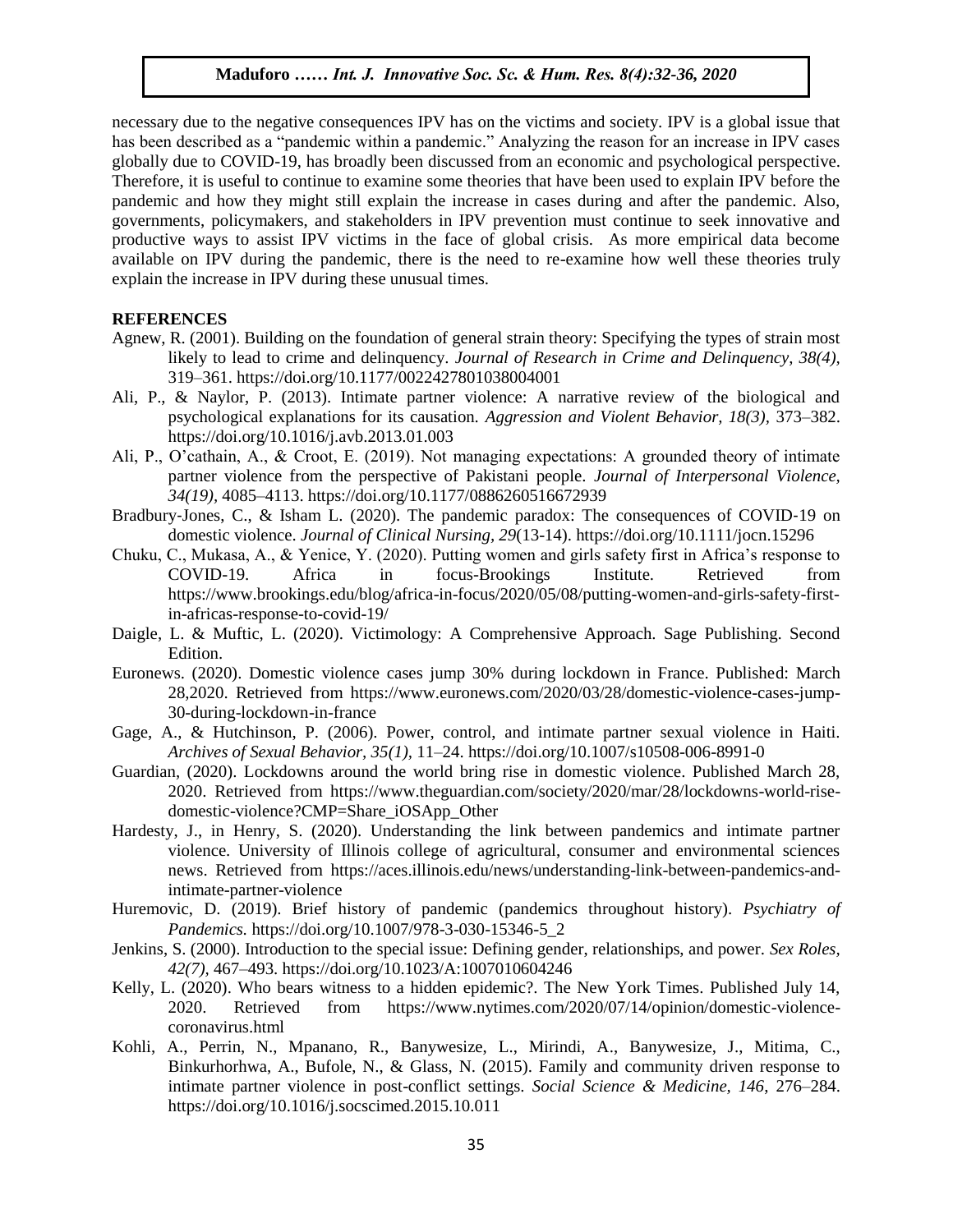necessary due to the negative consequences IPV has on the victims and society. IPV is a global issue that has been described as a "pandemic within a pandemic." Analyzing the reason for an increase in IPV cases globally due to COVID-19, has broadly been discussed from an economic and psychological perspective. Therefore, it is useful to continue to examine some theories that have been used to explain IPV before the pandemic and how they might still explain the increase in cases during and after the pandemic. Also, governments, policymakers, and stakeholders in IPV prevention must continue to seek innovative and productive ways to assist IPV victims in the face of global crisis. As more empirical data become available on IPV during the pandemic, there is the need to re-examine how well these theories truly explain the increase in IPV during these unusual times.

## REFERENCES

Agnew, R. (2001). Building on the foundation of general strain theory: Specifying the types of strain most likely to lead to crime and delinquency. *Journal of Research in Crime and Delinquency, 38(4),* 319–361. https://doi.org/10.1177/0022427801038004001

Ali, P., & Naylor, P. (2013). Intimate partner violence: A narrative review of the biological and psychological explanations for its causation. *Aggression and Violent Behavior, 18(3),* 373–382. https://doi.org/10.1016/j.avb.2013.01.003

Ali, P., O'cathain, A., & Croot, E. (2019). Not managing expectations: A grounded theory of intimate partner violence from the perspective of Pakistani people. *Journal of Interpersonal Violence, 34(19),* 4085–4113. https://doi.org/10.1177/0886260516672939

Bradbury-Jones, C., & Isham L. (2020). The pandemic paradox: The consequences of COVID-19 on domestic violence. *Journal of Clinical Nursing, 29*(13-14). https://doi.org/10.1111/jocn.15296

Chuku, C., Mukasa, A., & Yenice, Y. (2020). Putting women and girls safety first in Africa's response to COVID-19. Africa in focus-Brookings Institute. Retrieved from https://www.brookings.edu/blog/africa-in-focus/2020/05/08/putting-women-and-girls-safety-first-in-africas-response-to-covid-19/

Daigle, L. & Muftic, L. (2020). Victimology: A Comprehensive Approach. Sage Publishing. Second Edition.

Euronews. (2020). Domestic violence cases jump 30% during lockdown in France. Published: March 28,2020. Retrieved from https://www.euronews.com/2020/03/28/domestic-violence-cases-jump-30-during-lockdown-in-france

Gage, A., & Hutchinson, P. (2006). Power, control, and intimate partner sexual violence in Haiti. *Archives of Sexual Behavior, 35(1),* 11–24. https://doi.org/10.1007/s10508-006-8991-0

Guardian, (2020). Lockdowns around the world bring rise in domestic violence. Published March 28, 2020. Retrieved from https://www.theguardian.com/society/2020/mar/28/lockdowns-world-rise-domestic-violence?CMP=Share_iOSApp_Other

Hardesty, J., in Henry, S. (2020). Understanding the link between pandemics and intimate partner violence. University of Illinois college of agricultural, consumer and environmental sciences news. Retrieved from https://aces.illinois.edu/news/understanding-link-between-pandemics-and-intimate-partner-violence

Huremovic, D. (2019). Brief history of pandemic (pandemics throughout history). *Psychiatry of Pandemics.* https://doi.org/10.1007/978-3-030-15346-5_2

Jenkins, S. (2000). Introduction to the special issue: Defining gender, relationships, and power. *Sex Roles, 42(7),* 467–493. https://doi.org/10.1023/A:1007010604246

Kelly, L. (2020). Who bears witness to a hidden epidemic?. The New York Times. Published July 14, 2020. Retrieved from https://www.nytimes.com/2020/07/14/opinion/domestic-violence-coronavirus.html

Kohli, A., Perrin, N., Mpanano, R., Banywesize, L., Mirindi, A., Banywesize, J., Mitima, C., Binkurhorhwa, A., Bufole, N., & Glass, N. (2015). Family and community driven response to intimate partner violence in post-conflict settings. *Social Science & Medicine, 146,* 276–284. https://doi.org/10.1016/j.socscimed.2015.10.011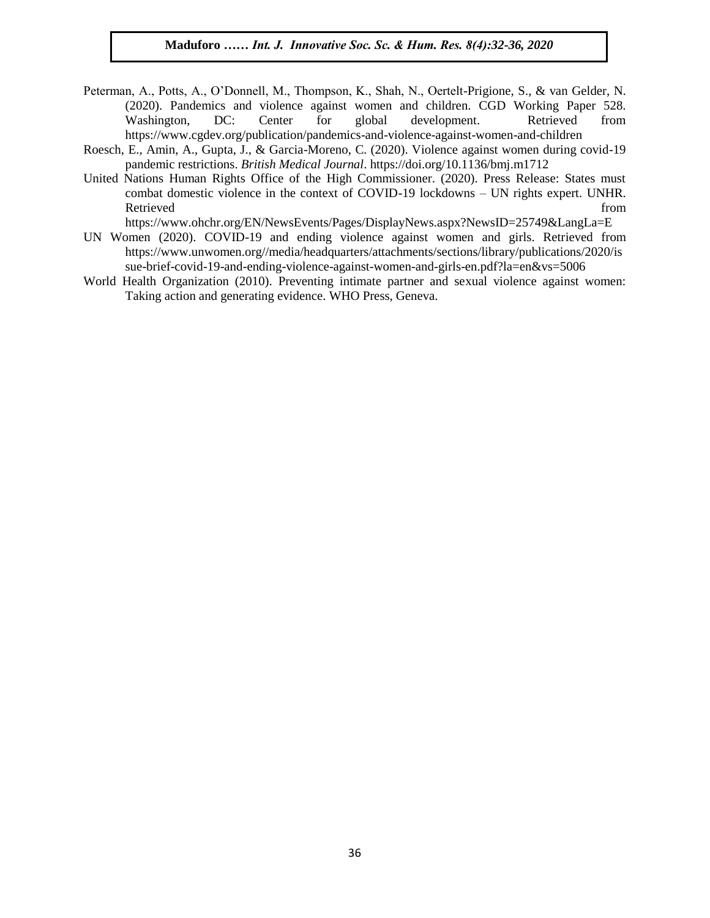Peterman, A., Potts, A., O'Donnell, M., Thompson, K., Shah, N., Oertelt-Prigione, S., & van Gelder, N. (2020). Pandemics and violence against women and children. CGD Working Paper 528. Washington, DC: Center for global development. Retrieved from https://www.cgdev.org/publication/pandemics-and-violence-against-women-and-children

Roesch, E., Amin, A., Gupta, J., & Garcia-Moreno, C. (2020). Violence against women during covid-19 pandemic restrictions. *British Medical Journal*. https://doi.org/10.1136/bmj.m1712

United Nations Human Rights Office of the High Commissioner. (2020). Press Release: States must combat domestic violence in the context of COVID-19 lockdowns – UN rights expert. UNHR. Retrieved from https://www.ohchr.org/EN/NewsEvents/Pages/DisplayNews.aspx?NewsID=25749&LangLa=E

UN Women (2020). COVID-19 and ending violence against women and girls. Retrieved from https://www.unwomen.org//media/headquarters/attachments/sections/library/publications/2020/issue-brief-covid-19-and-ending-violence-against-women-and-girls-en.pdf?la=en&vs=5006

World Health Organization (2010). Preventing intimate partner and sexual violence against women: Taking action and generating evidence. WHO Press, Geneva.